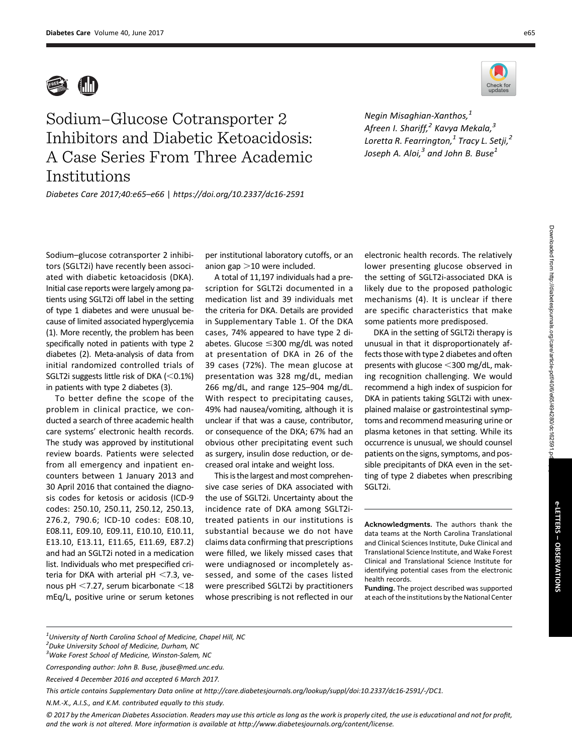# Sodium–Glucose Cotransporter 2 Inhibitors and Diabetic Ketoacidosis: A Case Series From Three Academic Institutions

*Negin Misaghian-Xanthos,[1] Afreen I. Shariff,[2] Kavya Mekala,[3] Loretta R. Fearrington,[1] Tracy L. Setji,[2] Joseph A. Aloi,[3] and John B. Buse[1]*

*Diabetes Care 2017;40:e65–e66 | https://doi.org/10.2337/dc16-2591*

Sodium–glucose cotransporter 2 inhibitors (SGLT2i) have recently been associated with diabetic ketoacidosis (DKA). Initial case reports were largely among patients using SGLT2i off label in the setting of type 1 diabetes and were unusual because of limited associated hyperglycemia (1). More recently, the problem has been specifically noted in patients with type 2 diabetes (2). Meta-analysis of data from initial randomized controlled trials of SGLT2i suggests little risk of DKA (<0.1%) in patients with type 2 diabetes (3).

To better define the scope of the problem in clinical practice, we conducted a search of three academic health care systems' electronic health records. The study was approved by institutional review boards. Patients were selected from all emergency and inpatient encounters between 1 January 2013 and 30 April 2016 that contained the diagnosis codes for ketosis or acidosis (ICD-9 codes: 250.10, 250.11, 250.12, 250.13, 276.2, 790.6; ICD-10 codes: E08.10, E08.11, E09.10, E09.11, E10.10, E10.11, E13.10, E13.11, E11.65, E11.69, E87.2) and had an SGLT2i noted in a medication list. Individuals who met prespecified criteria for DKA with arterial pH <7.3, venous pH <7.27, serum bicarbonate <18 mEq/L, positive urine or serum ketones per institutional laboratory cutoffs, or an anion gap >10 were included.

A total of 11,197 individuals had a prescription for SGLT2i documented in a medication list and 39 individuals met the criteria for DKA. Details are provided in Supplementary Table 1. Of the DKA cases, 74% appeared to have type 2 diabetes. Glucose ≤300 mg/dL was noted at presentation of DKA in 26 of the 39 cases (72%). The mean glucose at presentation was 328 mg/dL, median 266 mg/dL, and range 125–904 mg/dL. With respect to precipitating causes, 49% had nausea/vomiting, although it is unclear if that was a cause, contributor, or consequence of the DKA; 67% had an obvious other precipitating event such as surgery, insulin dose reduction, or decreased oral intake and weight loss.

This is the largest and most comprehensive case series of DKA associated with the use of SGLT2i. Uncertainty about the incidence rate of DKA among SGLT2i-treated patients in our institutions is substantial because we do not have claims data confirming that prescriptions were filled, we likely missed cases that were undiagnosed or incompletely assessed, and some of the cases listed were prescribed SGLT2i by practitioners whose prescribing is not reflected in our electronic health records. The relatively lower presenting glucose observed in the setting of SGLT2i-associated DKA is likely due to the proposed pathologic mechanisms (4). It is unclear if there are specific characteristics that make some patients more predisposed.

DKA in the setting of SGLT2i therapy is unusual in that it disproportionately affects those with type 2 diabetes and often presents with glucose <300 mg/dL, making recognition challenging. We would recommend a high index of suspicion for DKA in patients taking SGLT2i with unexplained malaise or gastrointestinal symptoms and recommend measuring urine or plasma ketones in that setting. While its occurrence is unusual, we should counsel patients on the signs, symptoms, and possible precipitants of DKA even in the setting of type 2 diabetes when prescribing SGLT2i.

**Acknowledgments.** The authors thank the data teams at the North Carolina Translational and Clinical Sciences Institute, Duke Clinical and Translational Science Institute, and Wake Forest Clinical and Translational Science Institute for identifying potential cases from the electronic health records.

**Funding.** The project described was supported at each of the institutions by the National Center

[1]*University of North Carolina School of Medicine, Chapel Hill, NC*
[2]*Duke University School of Medicine, Durham, NC*
[3]*Wake Forest School of Medicine, Winston-Salem, NC*

*Corresponding author: John B. Buse, jbuse@med.unc.edu.*

*Received 4 December 2016 and accepted 6 March 2017.*

*This article contains Supplementary Data online at http://care.diabetesjournals.org/lookup/suppl/doi:10.2337/dc16-2591/-/DC1.*

*N.M.-X., A.I.S., and K.M. contributed equally to this study.*

*© 2017 by the American Diabetes Association. Readers may use this article as long as the work is properly cited, the use is educational and not for profit, and the work is not altered. More information is available at http://www.diabetesjournals.org/content/license.*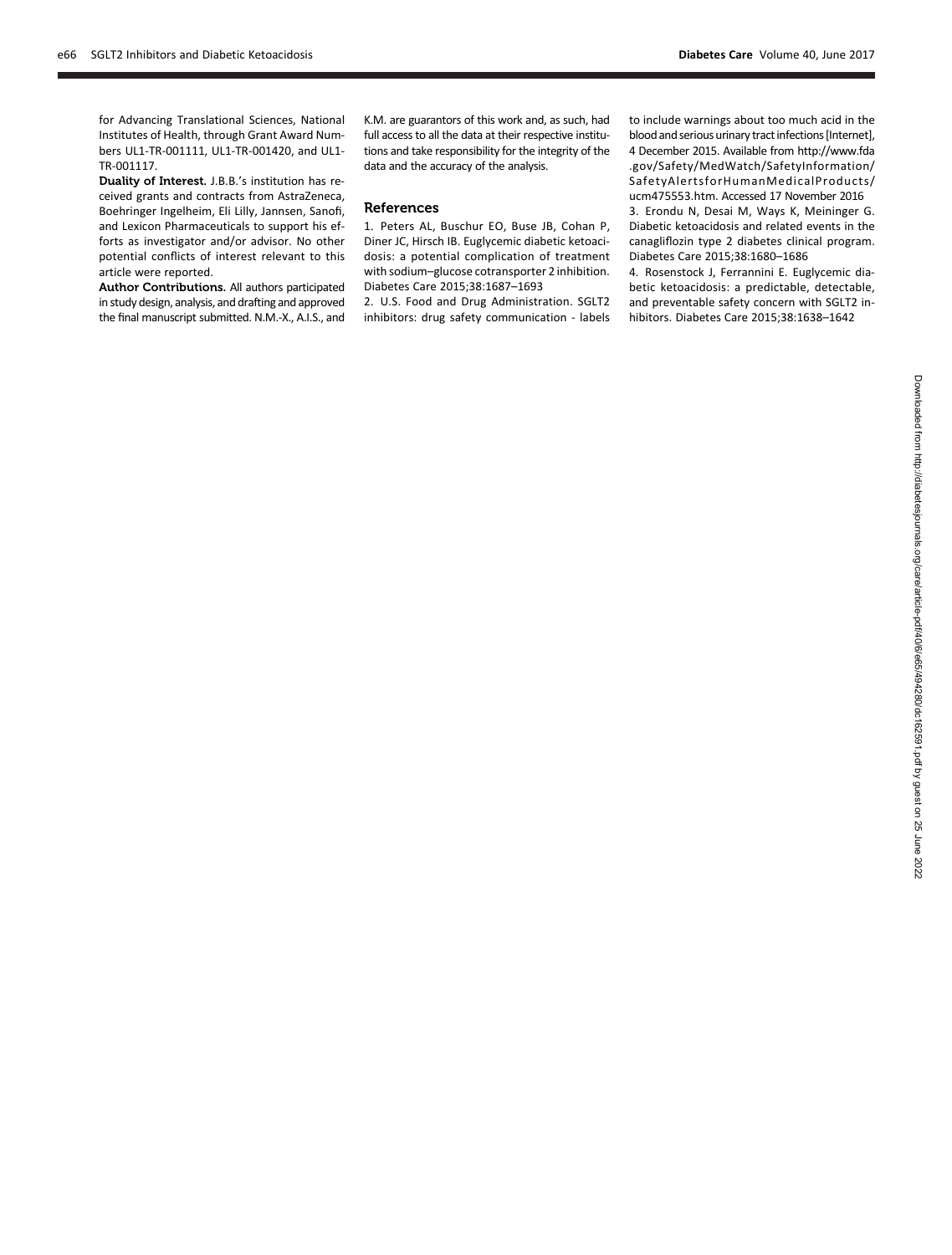for Advancing Translational Sciences, National Institutes of Health, through Grant Award Numbers UL1-TR-001111, UL1-TR-001420, and UL1-TR-001117.

**Duality of Interest.** J.B.B.'s institution has received grants and contracts from AstraZeneca, Boehringer Ingelheim, Eli Lilly, Jannsen, Sanofi, and Lexicon Pharmaceuticals to support his efforts as investigator and/or advisor. No other potential conflicts of interest relevant to this article were reported.

**Author Contributions.** All authors participated in study design, analysis, and drafting and approved the final manuscript submitted. N.M.-X., A.I.S., and K.M. are guarantors of this work and, as such, had full access to all the data at their respective institutions and take responsibility for the integrity of the data and the accuracy of the analysis.

## References

1. Peters AL, Buschur EO, Buse JB, Cohan P, Diner JC, Hirsch IB. Euglycemic diabetic ketoacidosis: a potential complication of treatment with sodium–glucose cotransporter 2 inhibition. Diabetes Care 2015;38:1687–1693
2. U.S. Food and Drug Administration. SGLT2 inhibitors: drug safety communication - labels to include warnings about too much acid in the blood and serious urinary tract infections [Internet], 4 December 2015. Available from http://www.fda.gov/Safety/MedWatch/SafetyInformation/SafetyAlertsforHumanMedicalProducts/ucm475553.htm. Accessed 17 November 2016
3. Erondu N, Desai M, Ways K, Meininger G. Diabetic ketoacidosis and related events in the canagliflozin type 2 diabetes clinical program. Diabetes Care 2015;38:1680–1686
4. Rosenstock J, Ferrannini E. Euglycemic diabetic ketoacidosis: a predictable, detectable, and preventable safety concern with SGLT2 inhibitors. Diabetes Care 2015;38:1638–1642